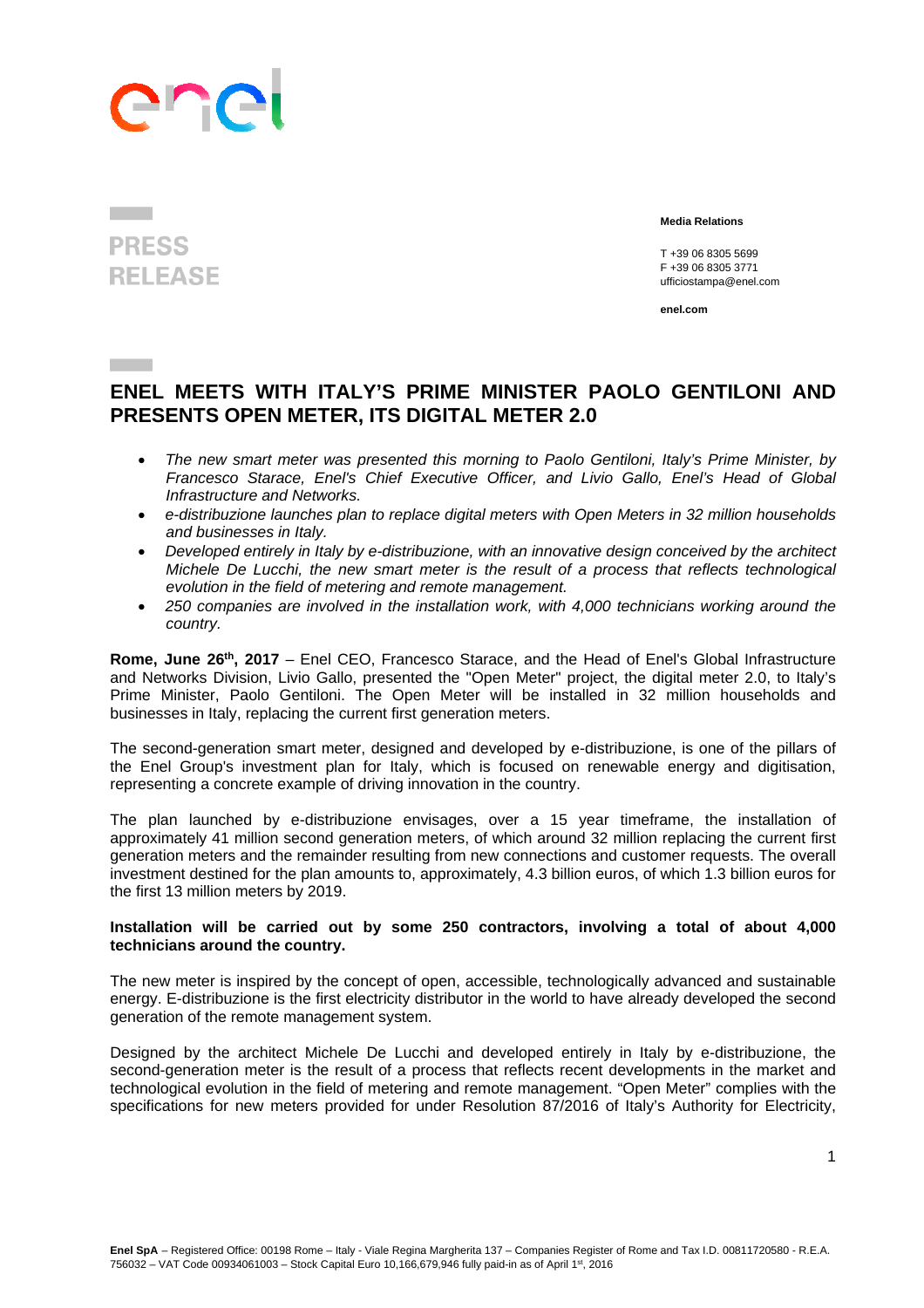PRESS RELEASE

**Media Relations**

T +39 06 8305 5699
F +39 06 8305 3771
ufficiostampa@enel.com

**enel.com**

# ENEL MEETS WITH ITALY'S PRIME MINISTER PAOLO GENTILONI AND PRESENTS OPEN METER, ITS DIGITAL METER 2.0

- *The new smart meter was presented this morning to Paolo Gentiloni, Italy's Prime Minister, by Francesco Starace, Enel's Chief Executive Officer, and Livio Gallo, Enel's Head of Global Infrastructure and Networks.*
- *e-distribuzione launches plan to replace digital meters with Open Meters in 32 million households and businesses in Italy.*
- *Developed entirely in Italy by e-distribuzione, with an innovative design conceived by the architect Michele De Lucchi, the new smart meter is the result of a process that reflects technological evolution in the field of metering and remote management.*
- *250 companies are involved in the installation work, with 4,000 technicians working around the country.*

**Rome, June 26th, 2017** – Enel CEO, Francesco Starace, and the Head of Enel's Global Infrastructure and Networks Division, Livio Gallo, presented the "Open Meter" project, the digital meter 2.0, to Italy's Prime Minister, Paolo Gentiloni. The Open Meter will be installed in 32 million households and businesses in Italy, replacing the current first generation meters.

The second-generation smart meter, designed and developed by e-distribuzione, is one of the pillars of the Enel Group's investment plan for Italy, which is focused on renewable energy and digitisation, representing a concrete example of driving innovation in the country.

The plan launched by e-distribuzione envisages, over a 15 year timeframe, the installation of approximately 41 million second generation meters, of which around 32 million replacing the current first generation meters and the remainder resulting from new connections and customer requests. The overall investment destined for the plan amounts to, approximately, 4.3 billion euros, of which 1.3 billion euros for the first 13 million meters by 2019.

**Installation will be carried out by some 250 contractors, involving a total of about 4,000 technicians around the country.**

The new meter is inspired by the concept of open, accessible, technologically advanced and sustainable energy. E-distribuzione is the first electricity distributor in the world to have already developed the second generation of the remote management system.

Designed by the architect Michele De Lucchi and developed entirely in Italy by e-distribuzione, the second-generation meter is the result of a process that reflects recent developments in the market and technological evolution in the field of metering and remote management. "Open Meter" complies with the specifications for new meters provided for under Resolution 87/2016 of Italy's Authority for Electricity,

**Enel SpA** – Registered Office: 00198 Rome – Italy - Viale Regina Margherita 137 – Companies Register of Rome and Tax I.D. 00811720580 - R.E.A. 756032 – VAT Code 00934061003 – Stock Capital Euro 10,166,679,946 fully paid-in as of April 1st, 2016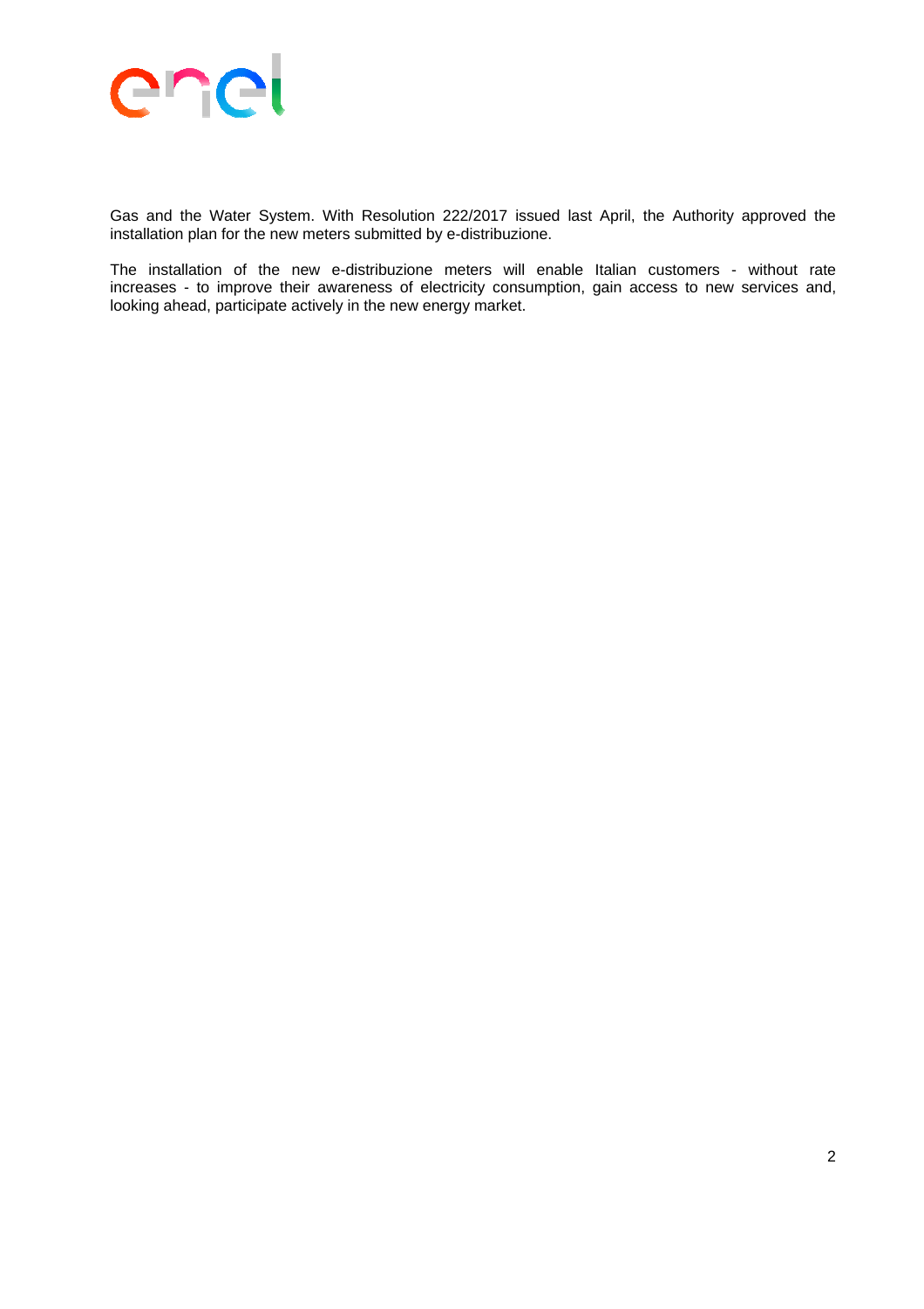Gas and the Water System. With Resolution 222/2017 issued last April, the Authority approved the installation plan for the new meters submitted by e-distribuzione.

The installation of the new e-distribuzione meters will enable Italian customers - without rate increases - to improve their awareness of electricity consumption, gain access to new services and, looking ahead, participate actively in the new energy market.